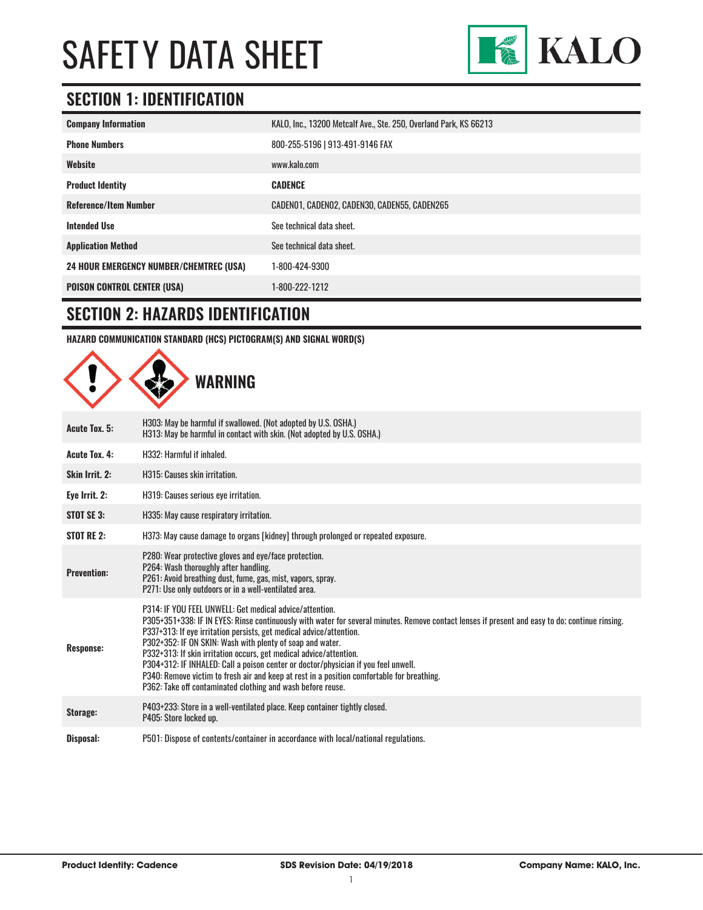# SAFETY DATA SHEET

KALO

## SECTION 1: IDENTIFICATION

| | |
|---|---|
| **Company Information** | KALO, Inc., 13200 Metcalf Ave., Ste. 250, Overland Park, KS 66213 |
| **Phone Numbers** | 800-255-5196 \| 913-491-9146 FAX |
| **Website** | www.kalo.com |
| **Product Identity** | **CADENCE** |
| **Reference/Item Number** | CADEN01, CADEN02, CADEN30, CADEN55, CADEN265 |
| **Intended Use** | See technical data sheet. |
| **Application Method** | See technical data sheet. |
| **24 HOUR EMERGENCY NUMBER/CHEMTREC (USA)** | 1-800-424-9300 |
| **POISON CONTROL CENTER (USA)** | 1-800-222-1212 |

## SECTION 2: HAZARDS IDENTIFICATION

**HAZARD COMMUNICATION STANDARD (HCS) PICTOGRAM(S) AND SIGNAL WORD(S)**

**WARNING**

| | |
|---|---|
| **Acute Tox. 5:** | H303: May be harmful if swallowed. (Not adopted by U.S. OSHA.)<br>H313: May be harmful in contact with skin. (Not adopted by U.S. OSHA.) |
| **Acute Tox. 4:** | H332: Harmful if inhaled. |
| **Skin Irrit. 2:** | H315: Causes skin irritation. |
| **Eye Irrit. 2:** | H319: Causes serious eye irritation. |
| **STOT SE 3:** | H335: May cause respiratory irritation. |
| **STOT RE 2:** | H373: May cause damage to organs [kidney] through prolonged or repeated exposure. |
| **Prevention:** | P280: Wear protective gloves and eye/face protection.<br>P264: Wash thoroughly after handling.<br>P261: Avoid breathing dust, fume, gas, mist, vapors, spray.<br>P271: Use only outdoors or in a well-ventilated area. |
| **Response:** | P314: IF YOU FEEL UNWELL: Get medical advice/attention.<br>P305+351+338: IF IN EYES: Rinse continuously with water for several minutes. Remove contact lenses if present and easy to do; continue rinsing.<br>P337+313: If eye irritation persists, get medical advice/attention.<br>P302+352: IF ON SKIN: Wash with plenty of soap and water.<br>P332+313: If skin irritation occurs, get medical advice/attention.<br>P304+312: IF INHALED: Call a poison center or doctor/physician if you feel unwell.<br>P340: Remove victim to fresh air and keep at rest in a position comfortable for breathing.<br>P362: Take off contaminated clothing and wash before reuse. |
| **Storage:** | P403+233: Store in a well-ventilated place. Keep container tightly closed.<br>P405: Store locked up. |
| **Disposal:** | P501: Dispose of contents/container in accordance with local/national regulations. |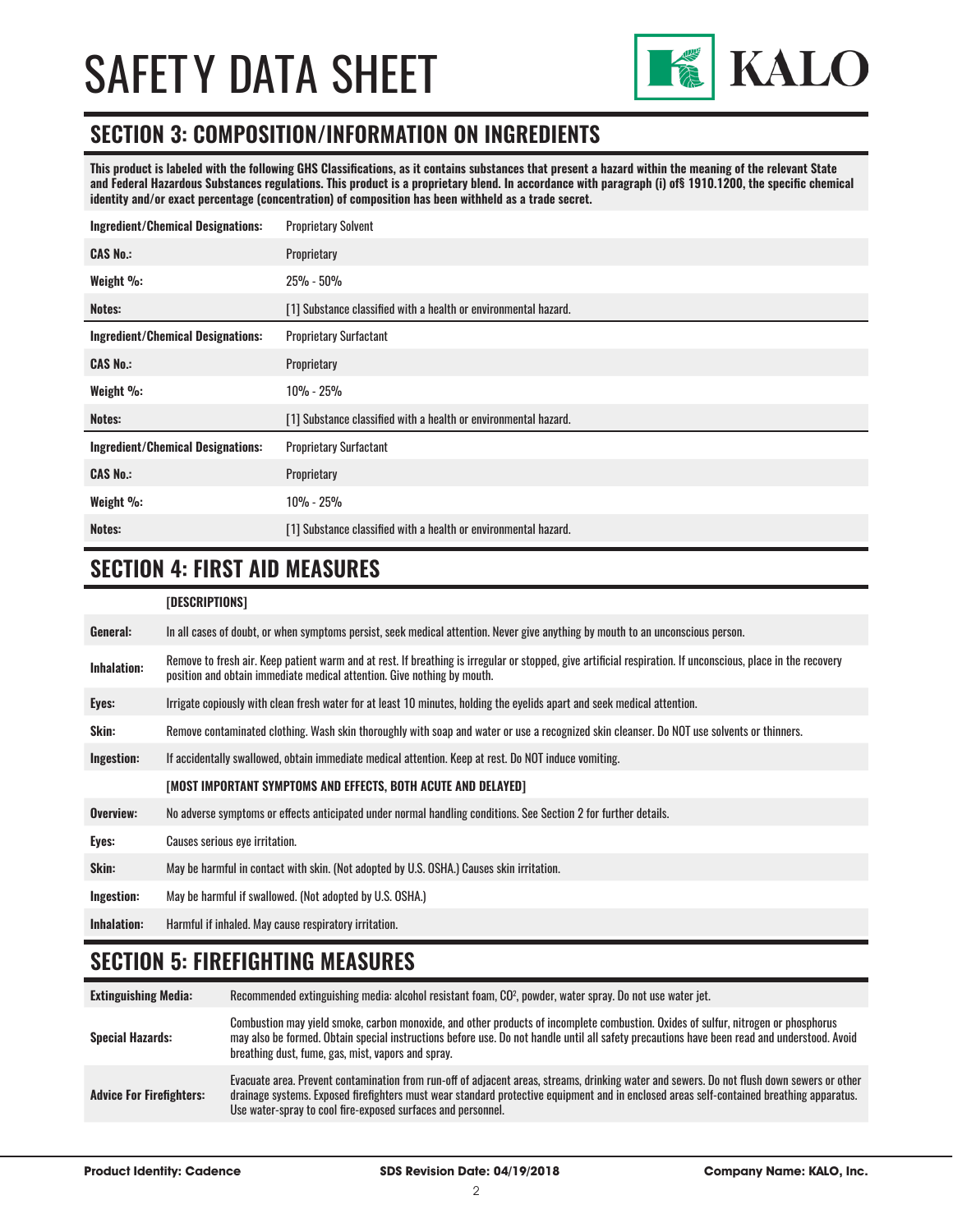# SAFETY DATA SHEET

## SECTION 3: COMPOSITION/INFORMATION ON INGREDIENTS

**This product is labeled with the following GHS Classifications, as it contains substances that present a hazard within the meaning of the relevant State and Federal Hazardous Substances regulations. This product is a proprietary blend. In accordance with paragraph (i) of§ 1910.1200, the specific chemical identity and/or exact percentage (concentration) of composition has been withheld as a trade secret.**

| | |
|---|---|
| **Ingredient/Chemical Designations:** | Proprietary Solvent |
| **CAS No.:** | Proprietary |
| **Weight %:** | 25% - 50% |
| **Notes:** | [1] Substance classified with a health or environmental hazard. |
| **Ingredient/Chemical Designations:** | Proprietary Surfactant |
| **CAS No.:** | Proprietary |
| **Weight %:** | 10% - 25% |
| **Notes:** | [1] Substance classified with a health or environmental hazard. |
| **Ingredient/Chemical Designations:** | Proprietary Surfactant |
| **CAS No.:** | Proprietary |
| **Weight %:** | 10% - 25% |
| **Notes:** | [1] Substance classified with a health or environmental hazard. |

## SECTION 4: FIRST AID MEASURES

| | **[DESCRIPTIONS]** |
|---|---|
| **General:** | In all cases of doubt, or when symptoms persist, seek medical attention. Never give anything by mouth to an unconscious person. |
| **Inhalation:** | Remove to fresh air. Keep patient warm and at rest. If breathing is irregular or stopped, give artificial respiration. If unconscious, place in the recovery position and obtain immediate medical attention. Give nothing by mouth. |
| **Eyes:** | Irrigate copiously with clean fresh water for at least 10 minutes, holding the eyelids apart and seek medical attention. |
| **Skin:** | Remove contaminated clothing. Wash skin thoroughly with soap and water or use a recognized skin cleanser. Do NOT use solvents or thinners. |
| **Ingestion:** | If accidentally swallowed, obtain immediate medical attention. Keep at rest. Do NOT induce vomiting. |
| | **[MOST IMPORTANT SYMPTOMS AND EFFECTS, BOTH ACUTE AND DELAYED]** |
| **Overview:** | No adverse symptoms or effects anticipated under normal handling conditions. See Section 2 for further details. |
| **Eyes:** | Causes serious eye irritation. |
| **Skin:** | May be harmful in contact with skin. (Not adopted by U.S. OSHA.) Causes skin irritation. |
| **Ingestion:** | May be harmful if swallowed. (Not adopted by U.S. OSHA.) |
| **Inhalation:** | Harmful if inhaled. May cause respiratory irritation. |

## SECTION 5: FIREFIGHTING MEASURES

| | |
|---|---|
| **Extinguishing Media:** | Recommended extinguishing media: alcohol resistant foam, $CO^2$, powder, water spray. Do not use water jet. |
| **Special Hazards:** | Combustion may yield smoke, carbon monoxide, and other products of incomplete combustion. Oxides of sulfur, nitrogen or phosphorus may also be formed. Obtain special instructions before use. Do not handle until all safety precautions have been read and understood. Avoid breathing dust, fume, gas, mist, vapors and spray. |
| **Advice For Firefighters:** | Evacuate area. Prevent contamination from run-off of adjacent areas, streams, drinking water and sewers. Do not flush down sewers or other drainage systems. Exposed firefighters must wear standard protective equipment and in enclosed areas self-contained breathing apparatus. Use water-spray to cool fire-exposed surfaces and personnel. |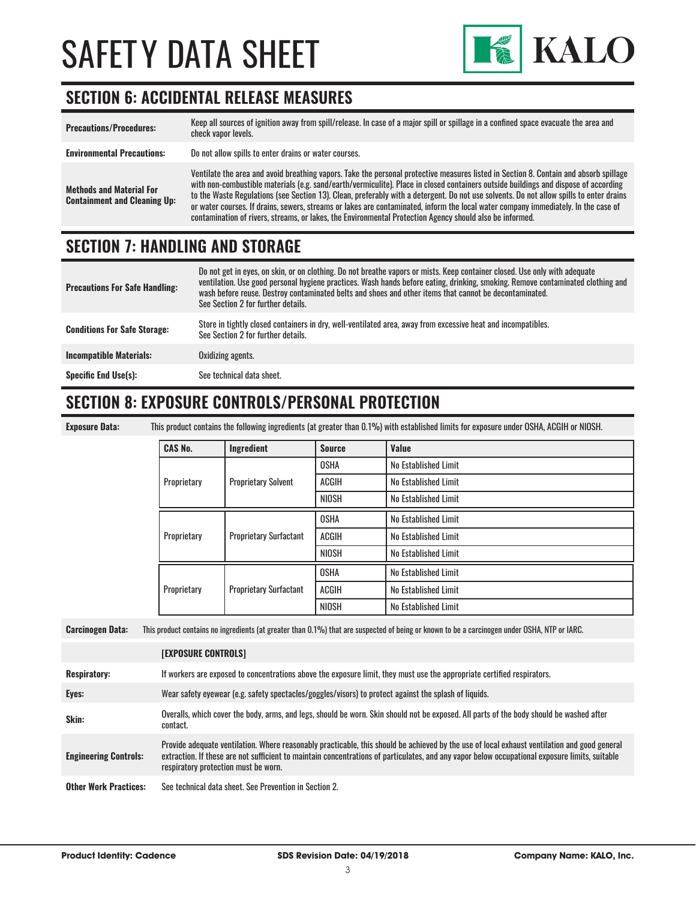## SECTION 6: ACCIDENTAL RELEASE MEASURES

| | |
|---|---|
| **Precautions/Procedures:** | Keep all sources of ignition away from spill/release. In case of a major spill or spillage in a confined space evacuate the area and check vapor levels. |
| **Environmental Precautions:** | Do not allow spills to enter drains or water courses. |
| **Methods and Material For Containment and Cleaning Up:** | Ventilate the area and avoid breathing vapors. Take the personal protective measures listed in Section 8. Contain and absorb spillage with non-combustible materials (e.g. sand/earth/vermiculite). Place in closed containers outside buildings and dispose of according to the Waste Regulations (see Section 13). Clean, preferably with a detergent. Do not use solvents. Do not allow spills to enter drains or water courses. If drains, sewers, streams or lakes are contaminated, inform the local water company immediately. In the case of contamination of rivers, streams, or lakes, the Environmental Protection Agency should also be informed. |

## SECTION 7: HANDLING AND STORAGE

| | |
|---|---|
| **Precautions For Safe Handling:** | Do not get in eyes, on skin, or on clothing. Do not breathe vapors or mists. Keep container closed. Use only with adequate ventilation. Use good personal hygiene practices. Wash hands before eating, drinking, smoking. Remove contaminated clothing and wash before reuse. Destroy contaminated belts and shoes and other items that cannot be decontaminated. See Section 2 for further details. |
| **Conditions For Safe Storage:** | Store in tightly closed containers in dry, well-ventilated area, away from excessive heat and incompatibles. See Section 2 for further details. |
| **Incompatible Materials:** | Oxidizing agents. |
| **Specific End Use(s):** | See technical data sheet. |

## SECTION 8: EXPOSURE CONTROLS/PERSONAL PROTECTION

**Exposure Data:** This product contains the following ingredients (at greater than 0.1%) with established limits for exposure under OSHA, ACGIH or NIOSH.

| CAS No. | Ingredient | Source | Value |
|---|---|---|---|
| Proprietary | Proprietary Solvent | OSHA | No Established Limit |
| | | ACGIH | No Established Limit |
| | | NIOSH | No Established Limit |
| Proprietary | Proprietary Surfactant | OSHA | No Established Limit |
| | | ACGIH | No Established Limit |
| | | NIOSH | No Established Limit |
| Proprietary | Proprietary Surfactant | OSHA | No Established Limit |
| | | ACGIH | No Established Limit |
| | | NIOSH | No Established Limit |

**Carcinogen Data:** This product contains no ingredients (at greater than 0.1%) that are suspected of being or known to be a carcinogen under OSHA, NTP or IARC.

| | [EXPOSURE CONTROLS] |
|---|---|
| **Respiratory:** | If workers are exposed to concentrations above the exposure limit, they must use the appropriate certified respirators. |
| **Eyes:** | Wear safety eyewear (e.g. safety spectacles/goggles/visors) to protect against the splash of liquids. |
| **Skin:** | Overalls, which cover the body, arms, and legs, should be worn. Skin should not be exposed. All parts of the body should be washed after contact. |
| **Engineering Controls:** | Provide adequate ventilation. Where reasonably practicable, this should be achieved by the use of local exhaust ventilation and good general extraction. If these are not sufficient to maintain concentrations of particulates, and any vapor below occupational exposure limits, suitable respiratory protection must be worn. |
| **Other Work Practices:** | See technical data sheet. See Prevention in Section 2. |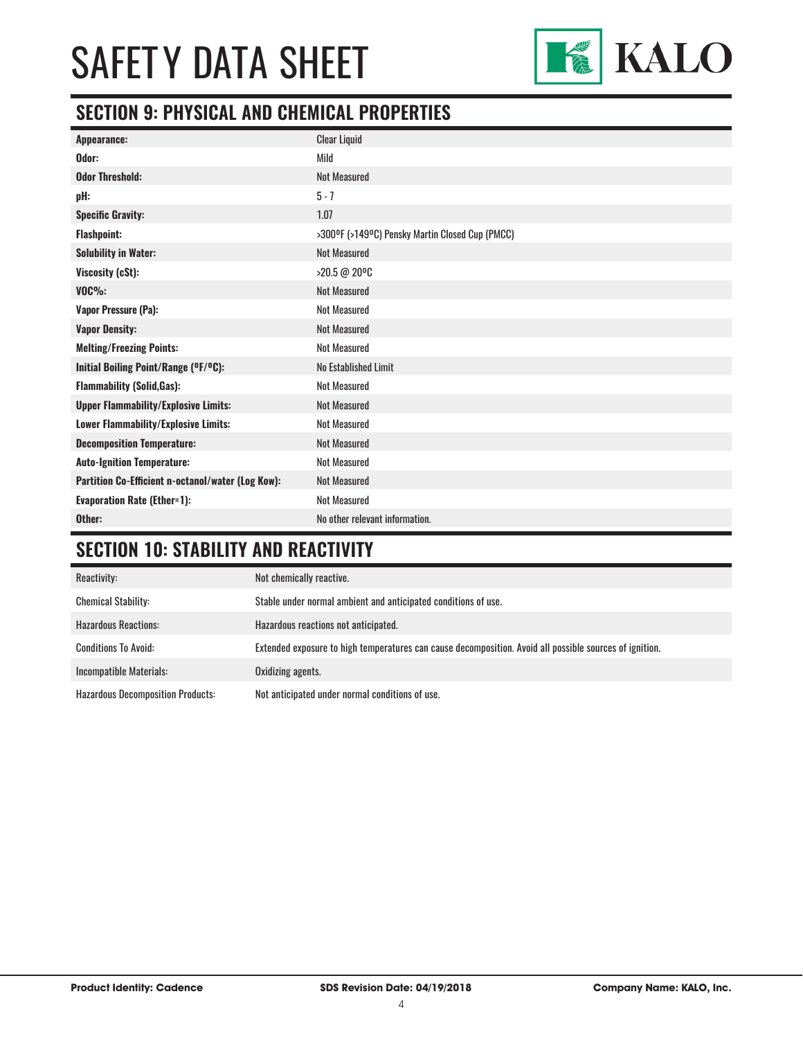# SAFETY DATA SHEET

## SECTION 9: PHYSICAL AND CHEMICAL PROPERTIES

| | |
|---|---|
| **Appearance:** | Clear Liquid |
| **Odor:** | Mild |
| **Odor Threshold:** | Not Measured |
| **pH:** | 5 - 7 |
| **Specific Gravity:** | 1.07 |
| **Flashpoint:** | >300ºF (>149ºC) Pensky Martin Closed Cup (PMCC) |
| **Solubility in Water:** | Not Measured |
| **Viscosity (cSt):** | >20.5 @ 20ºC |
| **VOC%:** | Not Measured |
| **Vapor Pressure (Pa):** | Not Measured |
| **Vapor Density:** | Not Measured |
| **Melting/Freezing Points:** | Not Measured |
| **Initial Boiling Point/Range (ºF/ºC):** | No Established Limit |
| **Flammability (Solid,Gas):** | Not Measured |
| **Upper Flammability/Explosive Limits:** | Not Measured |
| **Lower Flammability/Explosive Limits:** | Not Measured |
| **Decomposition Temperature:** | Not Measured |
| **Auto-Ignition Temperature:** | Not Measured |
| **Partition Co-Efficient n-octanol/water (Log Kow):** | Not Measured |
| **Evaporation Rate (Ether=1):** | Not Measured |
| **Other:** | No other relevant information. |

## SECTION 10: STABILITY AND REACTIVITY

| | |
|---|---|
| Reactivity: | Not chemically reactive. |
| Chemical Stability: | Stable under normal ambient and anticipated conditions of use. |
| Hazardous Reactions: | Hazardous reactions not anticipated. |
| Conditions To Avoid: | Extended exposure to high temperatures can cause decomposition. Avoid all possible sources of ignition. |
| Incompatible Materials: | Oxidizing agents. |
| Hazardous Decomposition Products: | Not anticipated under normal conditions of use. |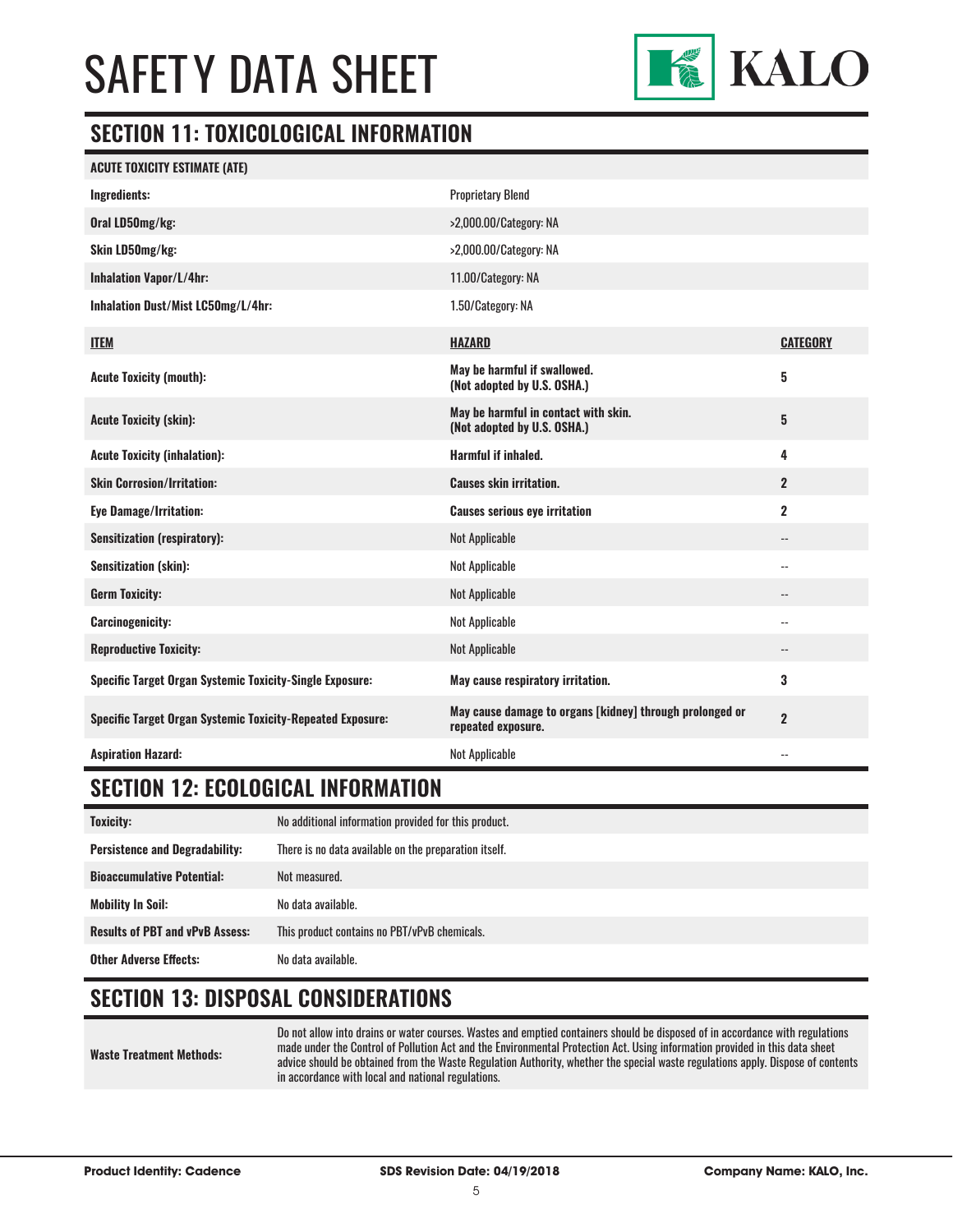# SAFETY DATA SHEET

## SECTION 11: TOXICOLOGICAL INFORMATION

| ACUTE TOXICITY ESTIMATE (ATE) | | |
|---|---|---|
| **Ingredients:** | Proprietary Blend | |
| **Oral LD50mg/kg:** | >2,000.00/Category: NA | |
| **Skin LD50mg/kg:** | >2,000.00/Category: NA | |
| **Inhalation Vapor/L/4hr:** | 11.00/Category: NA | |
| **Inhalation Dust/Mist LC50mg/L/4hr:** | 1.50/Category: NA | |
| **ITEM** | **HAZARD** | **CATEGORY** |
| **Acute Toxicity (mouth):** | **May be harmful if swallowed. (Not adopted by U.S. OSHA.)** | **5** |
| **Acute Toxicity (skin):** | **May be harmful in contact with skin. (Not adopted by U.S. OSHA.)** | **5** |
| **Acute Toxicity (inhalation):** | **Harmful if inhaled.** | **4** |
| **Skin Corrosion/Irritation:** | **Causes skin irritation.** | **2** |
| **Eye Damage/Irritation:** | **Causes serious eye irritation** | **2** |
| **Sensitization (respiratory):** | Not Applicable | -- |
| **Sensitization (skin):** | Not Applicable | -- |
| **Germ Toxicity:** | Not Applicable | -- |
| **Carcinogenicity:** | Not Applicable | -- |
| **Reproductive Toxicity:** | Not Applicable | -- |
| **Specific Target Organ Systemic Toxicity-Single Exposure:** | **May cause respiratory irritation.** | **3** |
| **Specific Target Organ Systemic Toxicity-Repeated Exposure:** | **May cause damage to organs [kidney] through prolonged or repeated exposure.** | **2** |
| **Aspiration Hazard:** | Not Applicable | -- |

## SECTION 12: ECOLOGICAL INFORMATION

| | |
|---|---|
| **Toxicity:** | No additional information provided for this product. |
| **Persistence and Degradability:** | There is no data available on the preparation itself. |
| **Bioaccumulative Potential:** | Not measured. |
| **Mobility In Soil:** | No data available. |
| **Results of PBT and vPvB Assess:** | This product contains no PBT/vPvB chemicals. |
| **Other Adverse Effects:** | No data available. |

## SECTION 13: DISPOSAL CONSIDERATIONS

| | |
|---|---|
| **Waste Treatment Methods:** | Do not allow into drains or water courses. Wastes and emptied containers should be disposed of in accordance with regulations made under the Control of Pollution Act and the Environmental Protection Act. Using information provided in this data sheet advice should be obtained from the Waste Regulation Authority, whether the special waste regulations apply. Dispose of contents in accordance with local and national regulations. |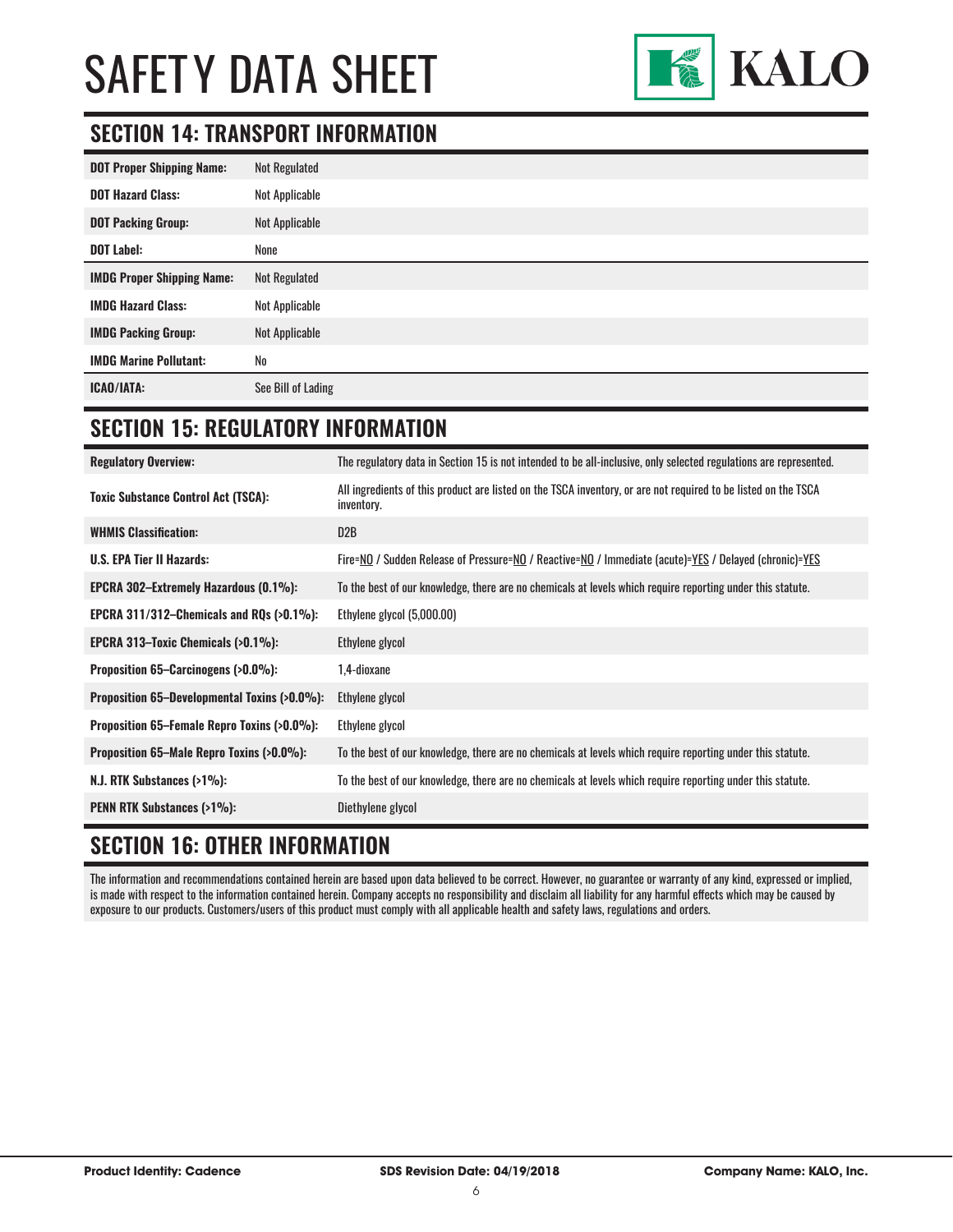# SAFETY DATA SHEET

## SECTION 14: TRANSPORT INFORMATION

| | |
|---|---|
| **DOT Proper Shipping Name:** | Not Regulated |
| **DOT Hazard Class:** | Not Applicable |
| **DOT Packing Group:** | Not Applicable |
| **DOT Label:** | None |
| **IMDG Proper Shipping Name:** | Not Regulated |
| **IMDG Hazard Class:** | Not Applicable |
| **IMDG Packing Group:** | Not Applicable |
| **IMDG Marine Pollutant:** | No |
| **ICAO/IATA:** | See Bill of Lading |

## SECTION 15: REGULATORY INFORMATION

| | |
|---|---|
| **Regulatory Overview:** | The regulatory data in Section 15 is not intended to be all-inclusive, only selected regulations are represented. |
| **Toxic Substance Control Act (TSCA):** | All ingredients of this product are listed on the TSCA inventory, or are not required to be listed on the TSCA inventory. |
| **WHMIS Classification:** | D2B |
| **U.S. EPA Tier II Hazards:** | Fire=NO / Sudden Release of Pressure=NO / Reactive=NO / Immediate (acute)=YES / Delayed (chronic)=YES |
| **EPCRA 302–Extremely Hazardous (0.1%):** | To the best of our knowledge, there are no chemicals at levels which require reporting under this statute. |
| **EPCRA 311/312–Chemicals and RQs (>0.1%):** | Ethylene glycol (5,000.00) |
| **EPCRA 313–Toxic Chemicals (>0.1%):** | Ethylene glycol |
| **Proposition 65–Carcinogens (>0.0%):** | 1,4-dioxane |
| **Proposition 65–Developmental Toxins (>0.0%):** | Ethylene glycol |
| **Proposition 65–Female Repro Toxins (>0.0%):** | Ethylene glycol |
| **Proposition 65–Male Repro Toxins (>0.0%):** | To the best of our knowledge, there are no chemicals at levels which require reporting under this statute. |
| **N.J. RTK Substances (>1%):** | To the best of our knowledge, there are no chemicals at levels which require reporting under this statute. |
| **PENN RTK Substances (>1%):** | Diethylene glycol |

## SECTION 16: OTHER INFORMATION

The information and recommendations contained herein are based upon data believed to be correct. However, no guarantee or warranty of any kind, expressed or implied, is made with respect to the information contained herein. Company accepts no responsibility and disclaim all liability for any harmful effects which may be caused by exposure to our products. Customers/users of this product must comply with all applicable health and safety laws, regulations and orders.